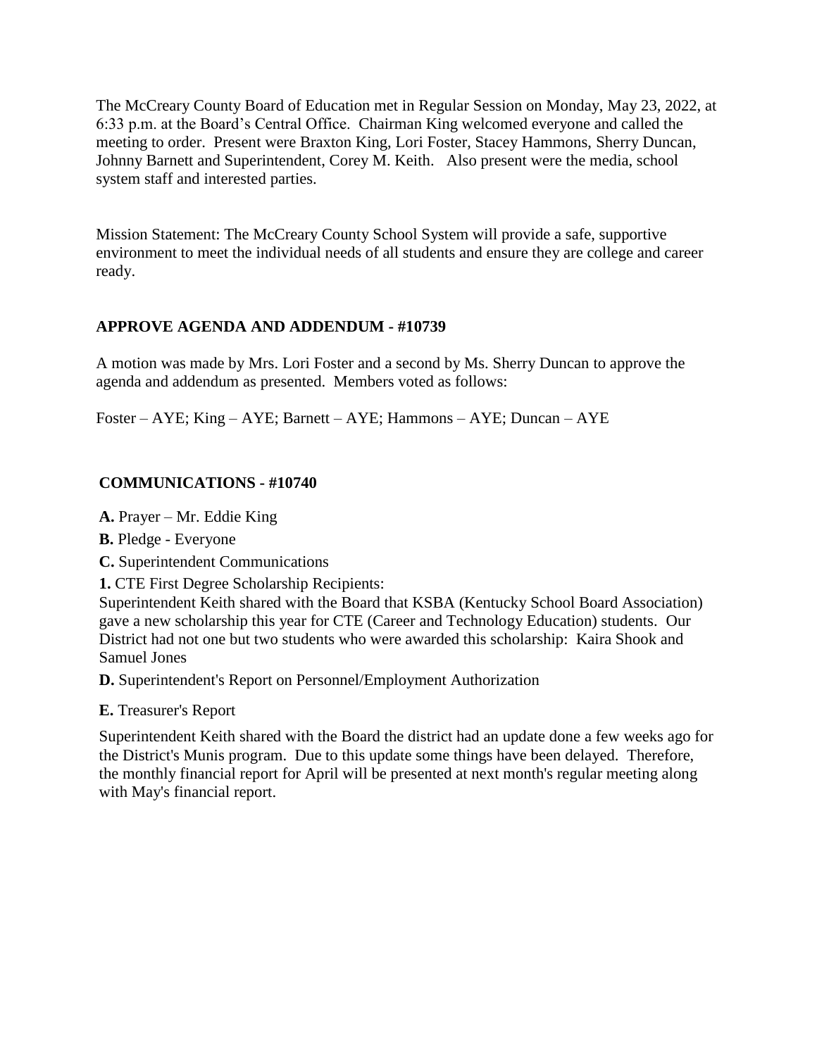The McCreary County Board of Education met in Regular Session on Monday, May 23, 2022, at 6:33 p.m. at the Board's Central Office. Chairman King welcomed everyone and called the meeting to order. Present were Braxton King, Lori Foster, Stacey Hammons, Sherry Duncan, Johnny Barnett and Superintendent, Corey M. Keith. Also present were the media, school system staff and interested parties.

Mission Statement: The McCreary County School System will provide a safe, supportive environment to meet the individual needs of all students and ensure they are college and career ready.

**APPROVE AGENDA AND ADDENDUM - #10739**

A motion was made by Mrs. Lori Foster and a second by Ms. Sherry Duncan to approve the agenda and addendum as presented. Members voted as follows:

Foster – AYE; King – AYE; Barnett – AYE; Hammons – AYE; Duncan – AYE

**COMMUNICATIONS - #10740**

**A.** Prayer – Mr. Eddie King

**B.** Pledge - Everyone

**C.** Superintendent Communications

**1.** CTE First Degree Scholarship Recipients:
Superintendent Keith shared with the Board that KSBA (Kentucky School Board Association) gave a new scholarship this year for CTE (Career and Technology Education) students. Our District had not one but two students who were awarded this scholarship: Kaira Shook and Samuel Jones

**D.** Superintendent's Report on Personnel/Employment Authorization

**E.** Treasurer's Report

Superintendent Keith shared with the Board the district had an update done a few weeks ago for the District's Munis program. Due to this update some things have been delayed. Therefore, the monthly financial report for April will be presented at next month's regular meeting along with May's financial report.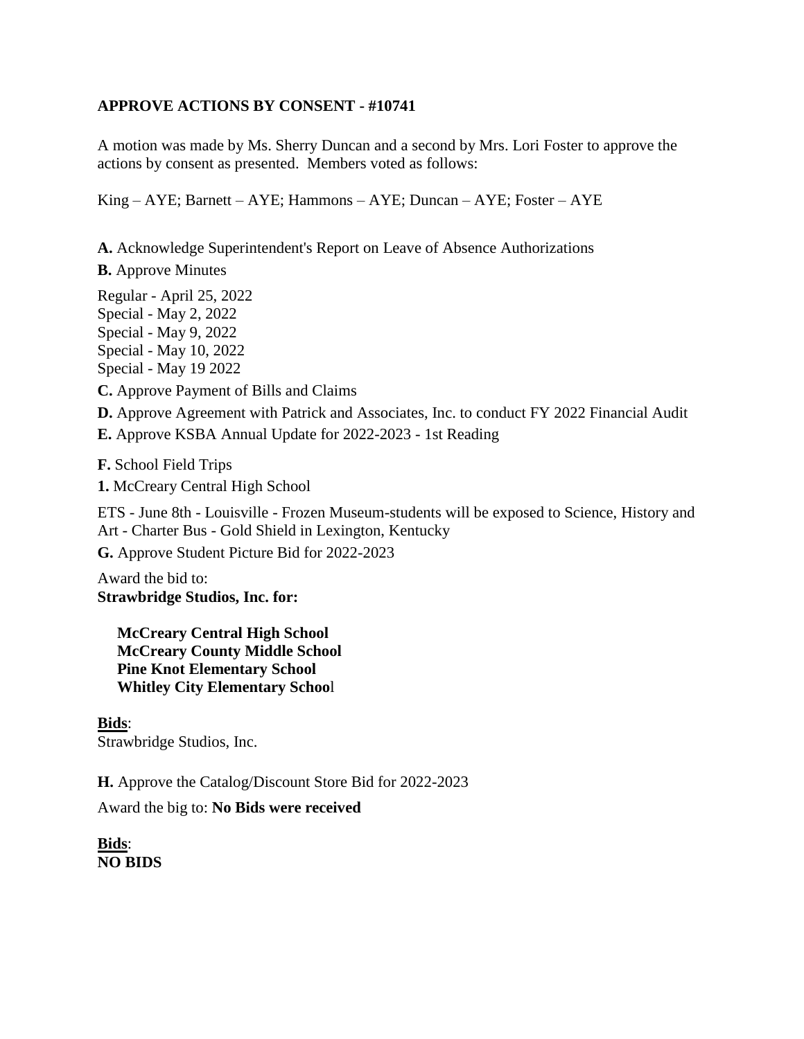**APPROVE ACTIONS BY CONSENT - #10741**

A motion was made by Ms. Sherry Duncan and a second by Mrs. Lori Foster to approve the actions by consent as presented. Members voted as follows:

King – AYE; Barnett – AYE; Hammons – AYE; Duncan – AYE; Foster – AYE

**A.** Acknowledge Superintendent's Report on Leave of Absence Authorizations

**B.** Approve Minutes

Regular - April 25, 2022
Special - May 2, 2022
Special - May 9, 2022
Special - May 10, 2022
Special - May 19 2022

**C.** Approve Payment of Bills and Claims

**D.** Approve Agreement with Patrick and Associates, Inc. to conduct FY 2022 Financial Audit

**E.** Approve KSBA Annual Update for 2022-2023 - 1st Reading

**F.** School Field Trips

**1.** McCreary Central High School

ETS - June 8th - Louisville - Frozen Museum-students will be exposed to Science, History and Art - Charter Bus - Gold Shield in Lexington, Kentucky

**G.** Approve Student Picture Bid for 2022-2023

Award the bid to:
**Strawbridge Studios, Inc. for:**

**McCreary Central High School**
**McCreary County Middle School**
**Pine Knot Elementary School**
**Whitley City Elementary School**

**Bids**:
Strawbridge Studios, Inc.

**H.** Approve the Catalog/Discount Store Bid for 2022-2023

Award the big to: **No Bids were received**

**Bids**:
**NO BIDS**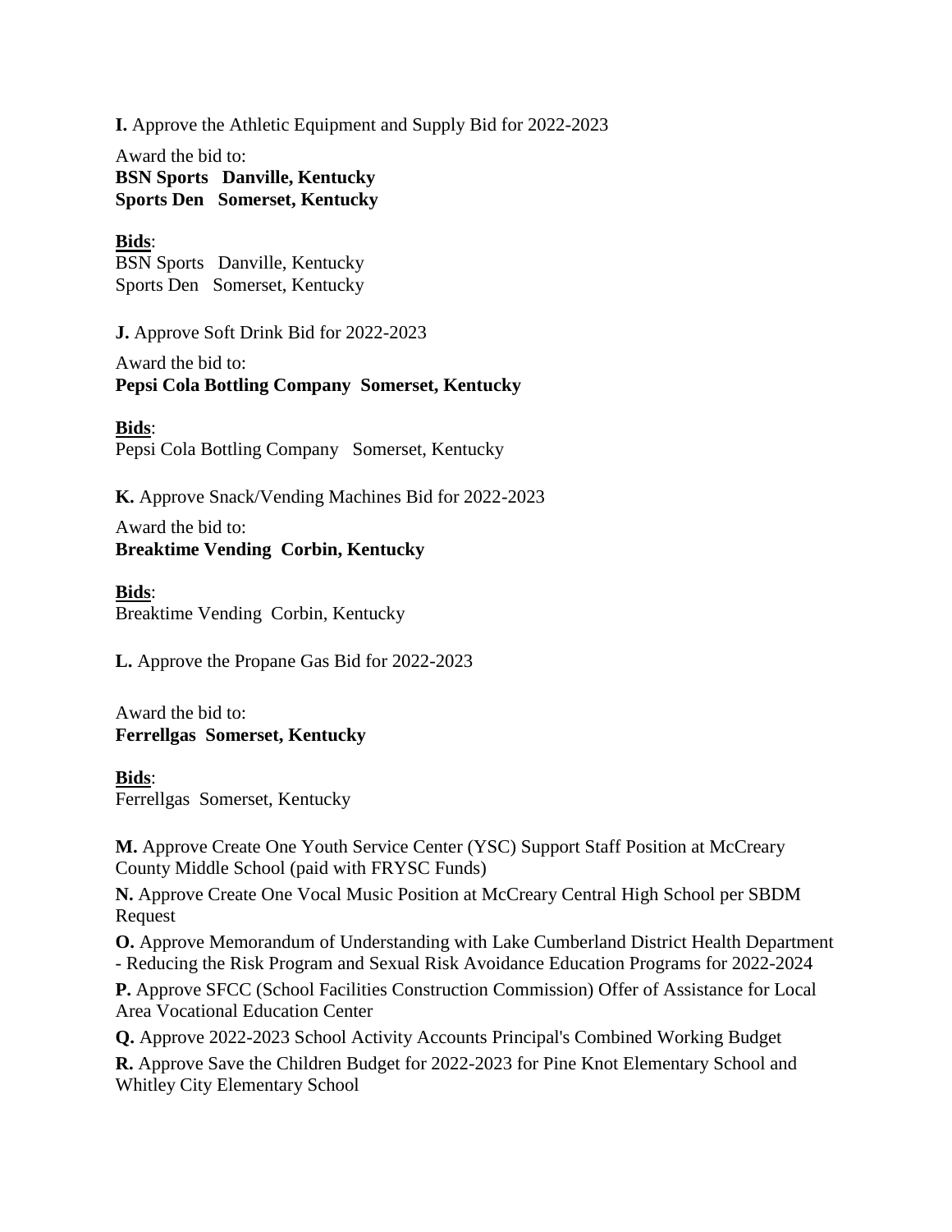**I.** Approve the Athletic Equipment and Supply Bid for 2022-2023

Award the bid to:
**BSN Sports Danville, Kentucky**
**Sports Den Somerset, Kentucky**

**Bids**:
BSN Sports Danville, Kentucky
Sports Den Somerset, Kentucky

**J.** Approve Soft Drink Bid for 2022-2023

Award the bid to:
**Pepsi Cola Bottling Company Somerset, Kentucky**

**Bids**:
Pepsi Cola Bottling Company Somerset, Kentucky

**K.** Approve Snack/Vending Machines Bid for 2022-2023

Award the bid to:
**Breaktime Vending Corbin, Kentucky**

**Bids**:
Breaktime Vending Corbin, Kentucky

**L.** Approve the Propane Gas Bid for 2022-2023

Award the bid to:
**Ferrellgas Somerset, Kentucky**

**Bids**:
Ferrellgas Somerset, Kentucky

**M.** Approve Create One Youth Service Center (YSC) Support Staff Position at McCreary County Middle School (paid with FRYSC Funds)

**N.** Approve Create One Vocal Music Position at McCreary Central High School per SBDM Request

**O.** Approve Memorandum of Understanding with Lake Cumberland District Health Department - Reducing the Risk Program and Sexual Risk Avoidance Education Programs for 2022-2024

**P.** Approve SFCC (School Facilities Construction Commission) Offer of Assistance for Local Area Vocational Education Center

**Q.** Approve 2022-2023 School Activity Accounts Principal's Combined Working Budget

**R.** Approve Save the Children Budget for 2022-2023 for Pine Knot Elementary School and Whitley City Elementary School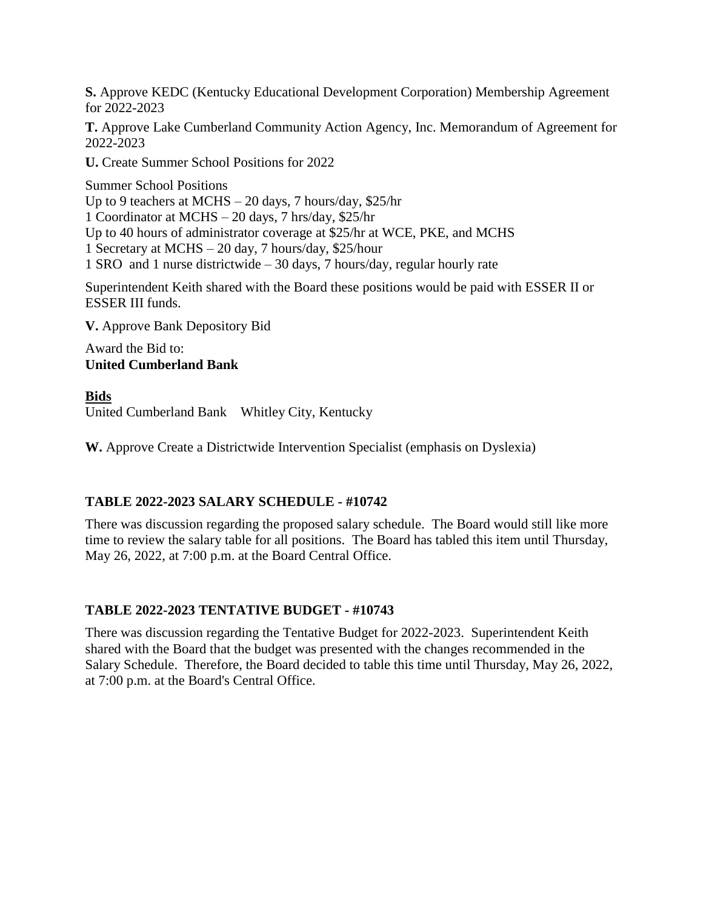**S.** Approve KEDC (Kentucky Educational Development Corporation) Membership Agreement for 2022-2023

**T.** Approve Lake Cumberland Community Action Agency, Inc. Memorandum of Agreement for 2022-2023

**U.** Create Summer School Positions for 2022

Summer School Positions
Up to 9 teachers at MCHS – 20 days, 7 hours/day, $25/hr
1 Coordinator at MCHS – 20 days, 7 hrs/day, $25/hr
Up to 40 hours of administrator coverage at $25/hr at WCE, PKE, and MCHS
1 Secretary at MCHS – 20 day, 7 hours/day, $25/hour
1 SRO and 1 nurse districtwide – 30 days, 7 hours/day, regular hourly rate

Superintendent Keith shared with the Board these positions would be paid with ESSER II or ESSER III funds.

**V.** Approve Bank Depository Bid

Award the Bid to:
**United Cumberland Bank**

**Bids**
United Cumberland Bank    Whitley City, Kentucky

**W.** Approve Create a Districtwide Intervention Specialist (emphasis on Dyslexia)

### TABLE 2022-2023 SALARY SCHEDULE - #10742

There was discussion regarding the proposed salary schedule. The Board would still like more time to review the salary table for all positions. The Board has tabled this item until Thursday, May 26, 2022, at 7:00 p.m. at the Board Central Office.

### TABLE 2022-2023 TENTATIVE BUDGET - #10743

There was discussion regarding the Tentative Budget for 2022-2023. Superintendent Keith shared with the Board that the budget was presented with the changes recommended in the Salary Schedule. Therefore, the Board decided to table this time until Thursday, May 26, 2022, at 7:00 p.m. at the Board's Central Office.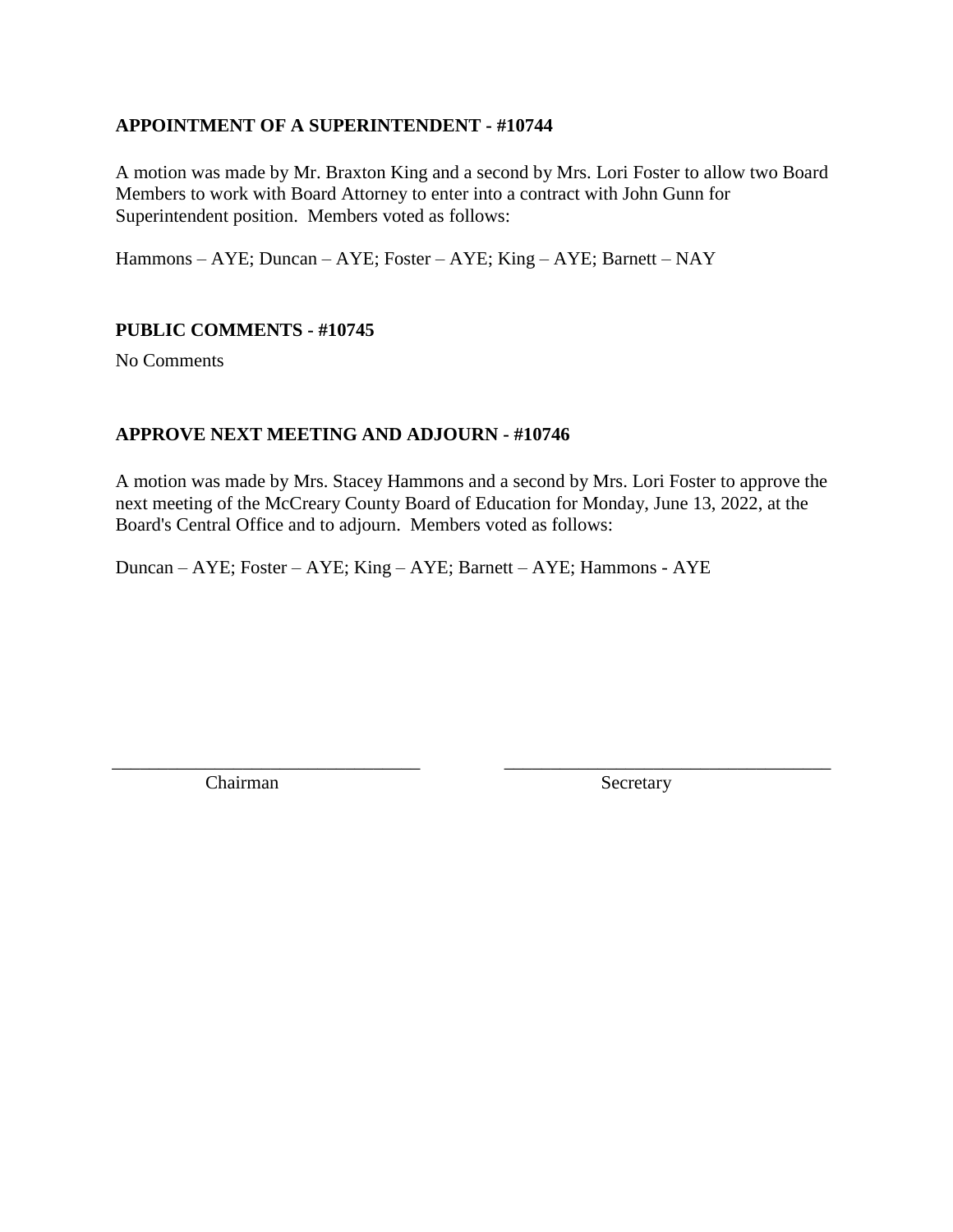**APPOINTMENT OF A SUPERINTENDENT - #10744**

A motion was made by Mr. Braxton King and a second by Mrs. Lori Foster to allow two Board Members to work with Board Attorney to enter into a contract with John Gunn for Superintendent position. Members voted as follows:

Hammons – AYE; Duncan – AYE; Foster – AYE; King – AYE; Barnett – NAY

**PUBLIC COMMENTS - #10745**

No Comments

**APPROVE NEXT MEETING AND ADJOURN - #10746**

A motion was made by Mrs. Stacey Hammons and a second by Mrs. Lori Foster to approve the next meeting of the McCreary County Board of Education for Monday, June 13, 2022, at the Board's Central Office and to adjourn. Members voted as follows:

Duncan – AYE; Foster – AYE; King – AYE; Barnett – AYE; Hammons - AYE

\_\_\_\_\_\_\_\_\_\_\_\_\_\_\_\_\_\_\_\_\_\_\_\_\_\_\_\_\_\_\_\_\_ Chairman

\_\_\_\_\_\_\_\_\_\_\_\_\_\_\_\_\_\_\_\_\_\_\_\_\_\_\_\_\_\_\_\_\_ Secretary